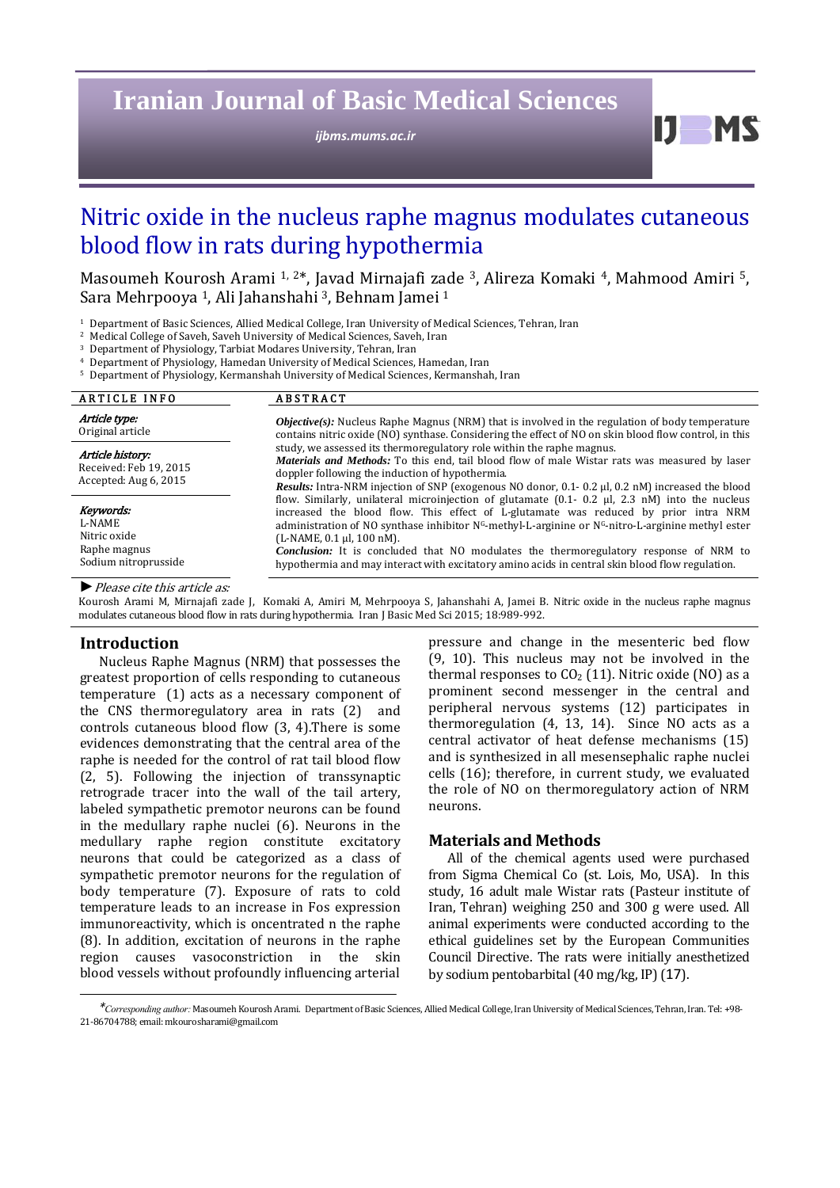# Nitric oxide in the nucleus raphe magnus modulates cutaneous blood flow in rats during hypothermia

Masoumeh Kourosh Arami [1, 2]*, Javad Mirnajafi zade [3], Alireza Komaki [4], Mahmood Amiri [5], Sara Mehrpooya [1], Ali Jahanshahi [3], Behnam Jamei [1]

[1] Department of Basic Sciences, Allied Medical College, Iran University of Medical Sciences, Tehran, Iran
[2] Medical College of Saveh, Saveh University of Medical Sciences, Saveh, Iran
[3] Department of Physiology, Tarbiat Modares University, Tehran, Iran
[4] Department of Physiology, Hamedan University of Medical Sciences, Hamedan, Iran
[5] Department of Physiology, Kermanshah University of Medical Sciences, Kermanshah, Iran

**ARTICLE INFO**

*Article type:*
Original article

*Article history:*
Received: Feb 19, 2015
Accepted: Aug 6, 2015

*Keywords:*
L-NAME
Nitric oxide
Raphe magnus
Sodium nitroprusside

**ABSTRACT**

***Objective(s):*** Nucleus Raphe Magnus (NRM) that is involved in the regulation of body temperature contains nitric oxide (NO) synthase. Considering the effect of NO on skin blood flow control, in this study, we assessed its thermoregulatory role within the raphe magnus.

***Materials and Methods:*** To this end, tail blood flow of male Wistar rats was measured by laser doppler following the induction of hypothermia.

***Results:*** Intra-NRM injection of SNP (exogenous NO donor, 0.1- 0.2 µl, 0.2 nM) increased the blood flow. Similarly, unilateral microinjection of glutamate (0.1- 0.2 µl, 2.3 nM) into the nucleus increased the blood flow. This effect of L-glutamate was reduced by prior intra NRM administration of NO synthase inhibitor $N^G$-methyl-L-arginine or $N^G$-nitro-L-arginine methyl ester (L-NAME, 0.1 µl, 100 nM).

***Conclusion:*** It is concluded that NO modulates the thermoregulatory response of NRM to hypothermia and may interact with excitatory amino acids in central skin blood flow regulation.

► *Please cite this article as:*

Kourosh Arami M, Mirnajafi zade J, Komaki A, Amiri M, Mehrpooya S, Jahanshahi A, Jamei B. Nitric oxide in the nucleus raphe magnus modulates cutaneous blood flow in rats during hypothermia. Iran J Basic Med Sci 2015; 18:989-992.

## Introduction

Nucleus Raphe Magnus (NRM) that possesses the greatest proportion of cells responding to cutaneous temperature (1) acts as a necessary component of the CNS thermoregulatory area in rats (2) and controls cutaneous blood flow (3, 4).There is some evidences demonstrating that the central area of the raphe is needed for the control of rat tail blood flow (2, 5). Following the injection of transsynaptic retrograde tracer into the wall of the tail artery, labeled sympathetic premotor neurons can be found in the medullary raphe nuclei (6). Neurons in the medullary raphe region constitute excitatory neurons that could be categorized as a class of sympathetic premotor neurons for the regulation of body temperature (7). Exposure of rats to cold temperature leads to an increase in Fos expression immunoreactivity, which is oncentrated n the raphe (8). In addition, excitation of neurons in the raphe region causes vasoconstriction in the skin blood vessels without profoundly influencing arterial pressure and change in the mesenteric bed flow (9, 10). This nucleus may not be involved in the thermal responses to $CO_2$ (11). Nitric oxide (NO) as a prominent second messenger in the central and peripheral nervous systems (12) participates in thermoregulation (4, 13, 14). Since NO acts as a central activator of heat defense mechanisms (15) and is synthesized in all mesensephalic raphe nuclei cells (16); therefore, in current study, we evaluated the role of NO on thermoregulatory action of NRM neurons.

## Materials and Methods

All of the chemical agents used were purchased from Sigma Chemical Co (st. Lois, Mo, USA). In this study, 16 adult male Wistar rats (Pasteur institute of Iran, Tehran) weighing 250 and 300 g were used. All animal experiments were conducted according to the ethical guidelines set by the European Communities Council Directive. The rats were initially anesthetized by sodium pentobarbital (40 mg/kg, IP) (17).

*Corresponding author: Masoumeh Kourosh Arami. Department of Basic Sciences, Allied Medical College, Iran University of Medical Sciences, Tehran, Iran. Tel: +98-21-86704788; email: mkourosharami@gmail.com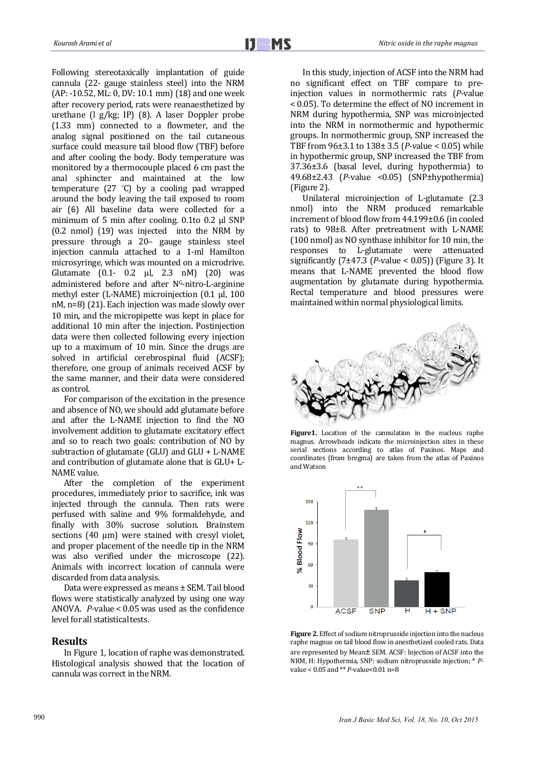Following stereotaxically implantation of guide cannula (22- gauge stainless steel) into the NRM (AP: -10.52, ML: 0, DV: 10.1 mm) (18) and one week after recovery period, rats were reanaesthetized by urethane (l g/kg; IP) (8). A laser Doppler probe (1.33 mm) connected to a flowmeter, and the analog signal positioned on the tail cutaneous surface could measure tail blood flow (TBF) before and after cooling the body. Body temperature was monitored by a thermocouple placed 6 cm past the anal sphincter and maintained at the low temperature (27 °C) by a cooling pad wrapped around the body leaving the tail exposed to room air (6) All baseline data were collected for a minimum of 5 min after cooling. 0.1to 0.2 µl SNP (0.2 nmol) (19) was injected into the NRM by pressure through a 20– gauge stainless steel injection cannula attached to a 1-ml Hamilton microsyringe, which was mounted on a microdrive. Glutamate (0.1- 0.2 µl, 2.3 nM) (20) was administered before and after N[G]-nitro-L-arginine methyl ester (L-NAME) microinjection (0.1 µl, 100 nM, n=8) (21). Each injection was made slowly over 10 min, and the micropipette was kept in place for additional 10 min after the injection. Postinjection data were then collected following every injection up to a maximum of 10 min. Since the drugs are solved in artificial cerebrospinal fluid (ACSF); therefore, one group of animals received ACSF by the same manner, and their data were considered as control.

For comparison of the excitation in the presence and absence of NO, we should add glutamate before and after the L-NAME injection to find the NO involvement addition to glutamate excitatory effect and so to reach two goals: contribution of NO by subtraction of glutamate (GLU) and GLU + L-NAME and contribution of glutamate alone that is GLU+ L-NAME value.

After the completion of the experiment procedures, immediately prior to sacrifice, ink was injected through the cannula. Then rats were perfused with saline and 9% formaldehyde, and finally with 30% sucrose solution. Brainstem sections (40 µm) were stained with cresyl violet, and proper placement of the needle tip in the NRM was also verified under the microscope (22). Animals with incorrect location of cannula were discarded from data analysis.

Data were expressed as means ± SEM. Tail blood flows were statistically analyzed by using one way ANOVA. *P*-value < 0.05 was used as the confidence level for all statistical tests.

## Results

In Figure 1, location of raphe was demonstrated. Histological analysis showed that the location of cannula was correct in the NRM.

In this study, injection of ACSF into the NRM had no significant effect on TBF compare to pre-injection values in normothermic rats (*P*-value < 0.05). To determine the effect of NO increment in NRM during hypothermia, SNP was microinjected into the NRM in normothermic and hypothermic groups. In normothermic group, SNP increased the TBF from 96±3.1 to 138± 3.5 (*P*-value < 0.05) while in hypothermic group, SNP increased the TBF from 37.36±3.6 (basal level, during hypothermia) to 49.68±2.43 (*P*-value <0.05) (SNP±hypothermia) (Figure 2).

Unilateral microinjection of L-glutamate (2.3 nmol) into the NRM produced remarkable increment of blood flow from 44.199±0.6 (in cooled rats) to 98±8. After pretreatment with L-NAME (100 nmol) as NO synthase inhibitor for 10 min, the responses to L-glutamate were attenuated significantly (7±47.3 (*P*-value < 0.05)) (Figure 3). It means that L-NAME prevented the blood flow augmentation by glutamate during hypothermia. Rectal temperature and blood pressures were maintained within normal physiological limits.

**Figure1.** Location of the cannulation in the nucleus raphe magnus. Arrowheads indicate the microinjection sites in these serial sections according to atlas of Paxinos. Maps and coordinates (from bregma) are taken from the atlas of Paxinos and Watson

**Figure 2.** Effect of sodium nitroprusside injection into the nucleus raphe magnus on tail blood flow in anesthetized cooled rats. Data are represented by Mean± SEM. ACSF: Injection of ACSF into the NRM, H: Hypothermia, SNP: sodium nitroprusside injection; * *P*-value < 0.05 and ** *P*-value<0.01 n=8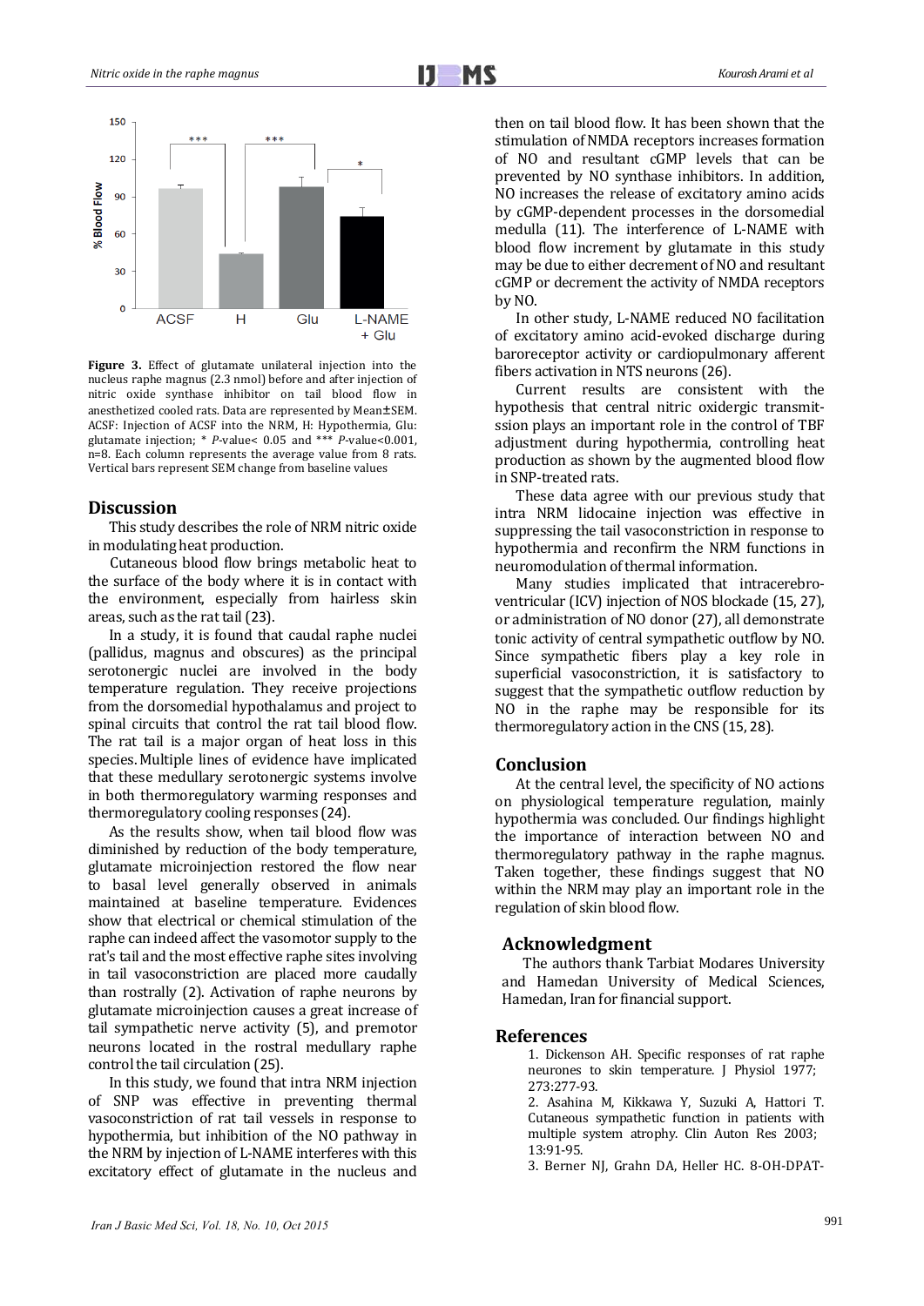**Figure 3.** Effect of glutamate unilateral injection into the nucleus raphe magnus (2.3 nmol) before and after injection of nitric oxide synthase inhibitor on tail blood flow in anesthetized cooled rats. Data are represented by Mean±SEM. ACSF: Injection of ACSF into the NRM, H: Hypothermia, Glu: glutamate injection; * *P*-value< 0.05 and *** *P*-value<0.001, n=8. Each column represents the average value from 8 rats. Vertical bars represent SEM change from baseline values

## Discussion

This study describes the role of NRM nitric oxide in modulating heat production.

Cutaneous blood flow brings metabolic heat to the surface of the body where it is in contact with the environment, especially from hairless skin areas, such as the rat tail (23).

In a study, it is found that caudal raphe nuclei (pallidus, magnus and obscures) as the principal serotonergic nuclei are involved in the body temperature regulation. They receive projections from the dorsomedial hypothalamus and project to spinal circuits that control the rat tail blood flow. The rat tail is a major organ of heat loss in this species. Multiple lines of evidence have implicated that these medullary serotonergic systems involve in both thermoregulatory warming responses and thermoregulatory cooling responses (24).

As the results show, when tail blood flow was diminished by reduction of the body temperature, glutamate microinjection restored the flow near to basal level generally observed in animals maintained at baseline temperature. Evidences show that electrical or chemical stimulation of the raphe can indeed affect the vasomotor supply to the rat's tail and the most effective raphe sites involving in tail vasoconstriction are placed more caudally than rostrally (2). Activation of raphe neurons by glutamate microinjection causes a great increase of tail sympathetic nerve activity (5), and premotor neurons located in the rostral medullary raphe control the tail circulation (25).

In this study, we found that intra NRM injection of SNP was effective in preventing thermal vasoconstriction of rat tail vessels in response to hypothermia, but inhibition of the NO pathway in the NRM by injection of L-NAME interferes with this excitatory effect of glutamate in the nucleus and then on tail blood flow. It has been shown that the stimulation of NMDA receptors increases formation of NO and resultant cGMP levels that can be prevented by NO synthase inhibitors. In addition, NO increases the release of excitatory amino acids by cGMP-dependent processes in the dorsomedial medulla (11). The interference of L-NAME with blood flow increment by glutamate in this study may be due to either decrement of NO and resultant cGMP or decrement the activity of NMDA receptors by NO.

In other study, L-NAME reduced NO facilitation of excitatory amino acid-evoked discharge during baroreceptor activity or cardiopulmonary afferent fibers activation in NTS neurons (26).

Current results are consistent with the hypothesis that central nitric oxidergic transmitssion plays an important role in the control of TBF adjustment during hypothermia, controlling heat production as shown by the augmented blood flow in SNP-treated rats.

These data agree with our previous study that intra NRM lidocaine injection was effective in suppressing the tail vasoconstriction in response to hypothermia and reconfirm the NRM functions in neuromodulation of thermal information.

Many studies implicated that intracerebroventricular (ICV) injection of NOS blockade (15, 27), or administration of NO donor (27), all demonstrate tonic activity of central sympathetic outflow by NO. Since sympathetic fibers play a key role in superficial vasoconstriction, it is satisfactory to suggest that the sympathetic outflow reduction by NO in the raphe may be responsible for its thermoregulatory action in the CNS (15, 28).

## Conclusion

At the central level, the specificity of NO actions on physiological temperature regulation, mainly hypothermia was concluded. Our findings highlight the importance of interaction between NO and thermoregulatory pathway in the raphe magnus. Taken together, these findings suggest that NO within the NRM may play an important role in the regulation of skin blood flow.

## Acknowledgment

The authors thank Tarbiat Modares University and Hamedan University of Medical Sciences, Hamedan, Iran for financial support.

## References

1. Dickenson AH. Specific responses of rat raphe neurones to skin temperature. J Physiol 1977; 273:277-93.
2. Asahina M, Kikkawa Y, Suzuki A, Hattori T. Cutaneous sympathetic function in patients with multiple system atrophy. Clin Auton Res 2003; 13:91-95.
3. Berner NJ, Grahn DA, Heller HC. 8-OH-DPAT-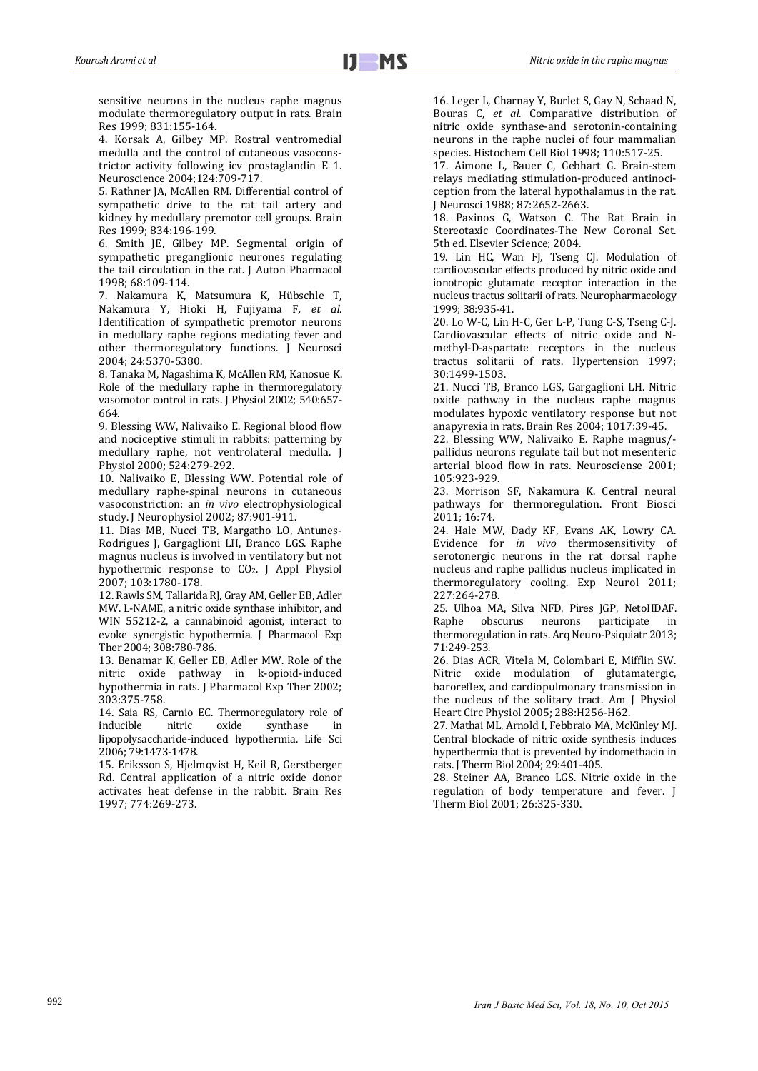sensitive neurons in the nucleus raphe magnus modulate thermoregulatory output in rats. Brain Res 1999; 831:155-164.

4. Korsak A, Gilbey MP. Rostral ventromedial medulla and the control of cutaneous vasoconstrictor activity following icv prostaglandin E 1. Neuroscience 2004;124:709-717.

5. Rathner JA, McAllen RM. Differential control of sympathetic drive to the rat tail artery and kidney by medullary premotor cell groups. Brain Res 1999; 834:196-199.

6. Smith JE, Gilbey MP. Segmental origin of sympathetic preganglionic neurones regulating the tail circulation in the rat. J Auton Pharmacol 1998; 68:109-114.

7. Nakamura K, Matsumura K, Hübschle T, Nakamura Y, Hioki H, Fujiyama F, *et al.* Identification of sympathetic premotor neurons in medullary raphe regions mediating fever and other thermoregulatory functions. J Neurosci 2004; 24:5370-5380.

8. Tanaka M, Nagashima K, McAllen RM, Kanosue K. Role of the medullary raphe in thermoregulatory vasomotor control in rats. J Physiol 2002; 540:657-664.

9. Blessing WW, Nalivaiko E. Regional blood flow and nociceptive stimuli in rabbits: patterning by medullary raphe, not ventrolateral medulla. J Physiol 2000; 524:279-292.

10. Nalivaiko E, Blessing WW. Potential role of medullary raphe-spinal neurons in cutaneous vasoconstriction: an *in vivo* electrophysiological study. J Neurophysiol 2002; 87:901-911.

11. Dias MB, Nucci TB, Margatho LO, Antunes-Rodrigues J, Gargaglioni LH, Branco LGS. Raphe magnus nucleus is involved in ventilatory but not hypothermic response to $CO_2$. J Appl Physiol 2007; 103:1780-178.

12. Rawls SM, Tallarida RJ, Gray AM, Geller EB, Adler MW. L-NAME, a nitric oxide synthase inhibitor, and WIN 55212-2, a cannabinoid agonist, interact to evoke synergistic hypothermia. J Pharmacol Exp Ther 2004; 308:780-786.

13. Benamar K, Geller EB, Adler MW. Role of the nitric oxide pathway in k-opioid-induced hypothermia in rats. J Pharmacol Exp Ther 2002; 303:375-758.

14. Saia RS, Carnio EC. Thermoregulatory role of inducible nitric oxide synthase in lipopolysaccharide-induced hypothermia. Life Sci 2006; 79:1473-1478.

15. Eriksson S, Hjelmqvist H, Keil R, Gerstberger Rd. Central application of a nitric oxide donor activates heat defense in the rabbit. Brain Res 1997; 774:269-273.

16. Leger L, Charnay Y, Burlet S, Gay N, Schaad N, Bouras C, *et al.* Comparative distribution of nitric oxide synthase-and serotonin-containing neurons in the raphe nuclei of four mammalian species. Histochem Cell Biol 1998; 110:517-25.

17. Aimone L, Bauer C, Gebhart G. Brain-stem relays mediating stimulation-produced antinociception from the lateral hypothalamus in the rat. J Neurosci 1988; 87:2652-2663.

18. Paxinos G, Watson C. The Rat Brain in Stereotaxic Coordinates-The New Coronal Set. 5th ed. Elsevier Science; 2004.

19. Lin HC, Wan FJ, Tseng CJ. Modulation of cardiovascular effects produced by nitric oxide and ionotropic glutamate receptor interaction in the nucleus tractus solitarii of rats. Neuropharmacology 1999; 38:935-41.

20. Lo W-C, Lin H-C, Ger L-P, Tung C-S, Tseng C-J. Cardiovascular effects of nitric oxide and N-methyl-D-aspartate receptors in the nucleus tractus solitarii of rats. Hypertension 1997; 30:1499-1503.

21. Nucci TB, Branco LGS, Gargaglioni LH. Nitric oxide pathway in the nucleus raphe magnus modulates hypoxic ventilatory response but not anapyrexia in rats. Brain Res 2004; 1017:39-45.

22. Blessing WW, Nalivaiko E. Raphe magnus/-pallidus neurons regulate tail but not mesenteric arterial blood flow in rats. Neurosciense 2001; 105:923-929.

23. Morrison SF, Nakamura K. Central neural pathways for thermoregulation. Front Biosci 2011; 16:74.

24. Hale MW, Dady KF, Evans AK, Lowry CA. Evidence for *in vivo* thermosensitivity of serotonergic neurons in the rat dorsal raphe nucleus and raphe pallidus nucleus implicated in thermoregulatory cooling. Exp Neurol 2011; 227:264-278.

25. Ulhoa MA, Silva NFD, Pires JGP, NetoHDAF. Raphe obscurus neurons participate in thermoregulation in rats. Arq Neuro-Psiquiatr 2013; 71:249-253.

26. Dias ACR, Vitela M, Colombari E, Mifflin SW. Nitric oxide modulation of glutamatergic, baroreflex, and cardiopulmonary transmission in the nucleus of the solitary tract. Am J Physiol Heart Circ Physiol 2005; 288:H256-H62.

27. Mathai ML, Arnold I, Febbraio MA, McKinley MJ. Central blockade of nitric oxide synthesis induces hyperthermia that is prevented by indomethacin in rats. J Therm Biol 2004; 29:401-405.

28. Steiner AA, Branco LGS. Nitric oxide in the regulation of body temperature and fever. J Therm Biol 2001; 26:325-330.